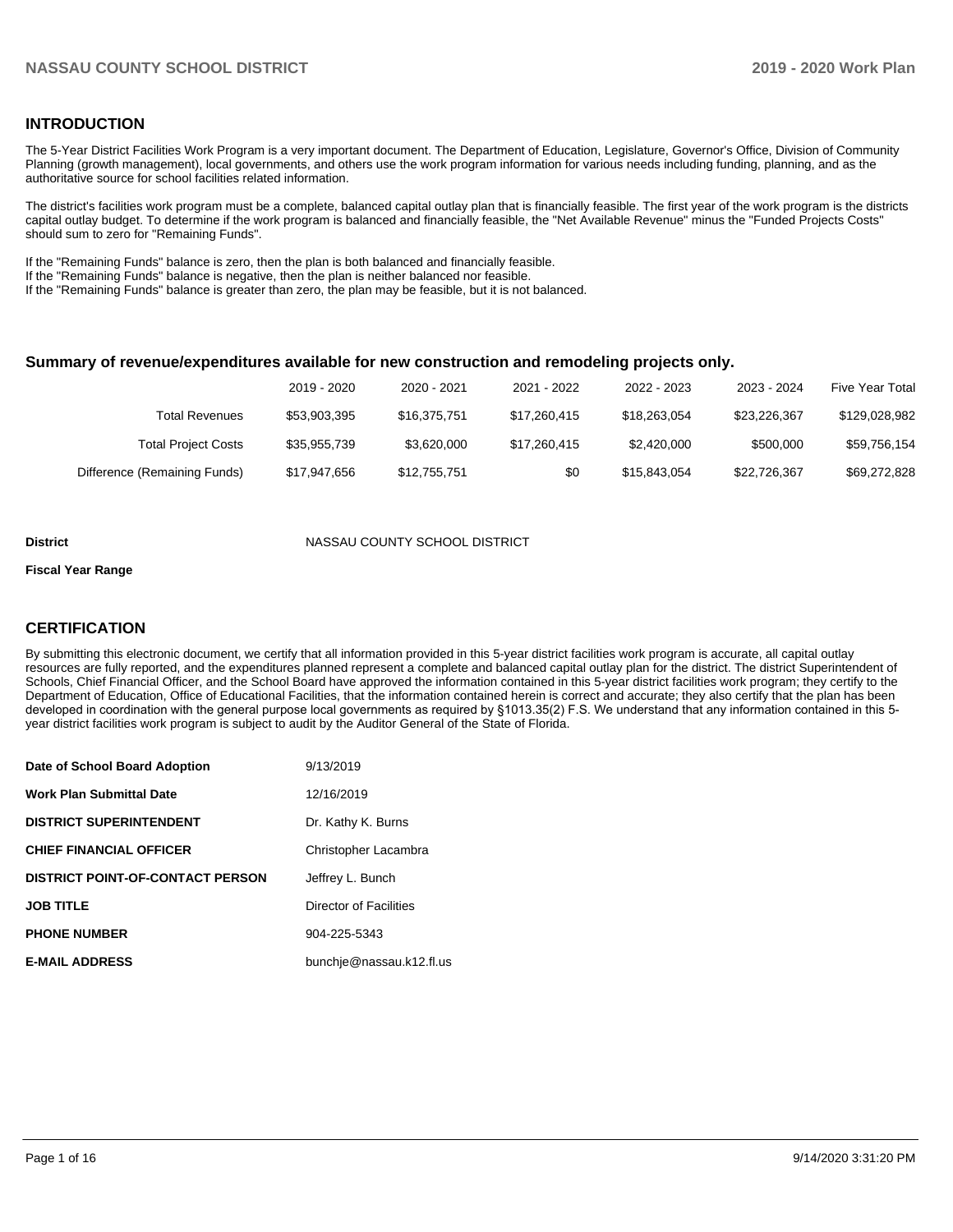## INTRODUCTION

The 5-Year District Facilities Work Program is a very important document. The Department of Education, Legislature, Governor's Office, Division of Community Planning (growth management), local governments, and others use the work program information for various needs including funding, planning, and as the authoritative source for school facilities related information.

The district's facilities work program must be a complete, balanced capital outlay plan that is financially feasible. The first year of the work program is the districts capital outlay budget. To determine if the work program is balanced and financially feasible, the "Net Available Revenue" minus the "Funded Projects Costs" should sum to zero for "Remaining Funds".

If the "Remaining Funds" balance is zero, then the plan is both balanced and financially feasible.
If the "Remaining Funds" balance is negative, then the plan is neither balanced nor feasible.
If the "Remaining Funds" balance is greater than zero, the plan may be feasible, but it is not balanced.

### Summary of revenue/expenditures available for new construction and remodeling projects only.

| | 2019 - 2020 | 2020 - 2021 | 2021 - 2022 | 2022 - 2023 | 2023 - 2024 | Five Year Total |
|---|---|---|---|---|---|---|
| Total Revenues | $53,903,395 | $16,375,751 | $17,260,415 | $18,263,054 | $23,226,367 | $129,028,982 |
| Total Project Costs | $35,955,739 | $3,620,000 | $17,260,415 | $2,420,000 | $500,000 | $59,756,154 |
| Difference (Remaining Funds) | $17,947,656 | $12,755,751 | $0 | $15,843,054 | $22,726,367 | $69,272,828 |

**District** NASSAU COUNTY SCHOOL DISTRICT

**Fiscal Year Range**

## CERTIFICATION

By submitting this electronic document, we certify that all information provided in this 5-year district facilities work program is accurate, all capital outlay resources are fully reported, and the expenditures planned represent a complete and balanced capital outlay plan for the district. The district Superintendent of Schools, Chief Financial Officer, and the School Board have approved the information contained in this 5-year district facilities work program; they certify to the Department of Education, Office of Educational Facilities, that the information contained herein is correct and accurate; they also certify that the plan has been developed in coordination with the general purpose local governments as required by §1013.35(2) F.S. We understand that any information contained in this 5-year district facilities work program is subject to audit by the Auditor General of the State of Florida.

| | |
|---|---|
| **Date of School Board Adoption** | 9/13/2019 |
| **Work Plan Submittal Date** | 12/16/2019 |
| **DISTRICT SUPERINTENDENT** | Dr. Kathy K. Burns |
| **CHIEF FINANCIAL OFFICER** | Christopher Lacambra |
| **DISTRICT POINT-OF-CONTACT PERSON** | Jeffrey L. Bunch |
| **JOB TITLE** | Director of Facilities |
| **PHONE NUMBER** | 904-225-5343 |
| **E-MAIL ADDRESS** | bunchje@nassau.k12.fl.us |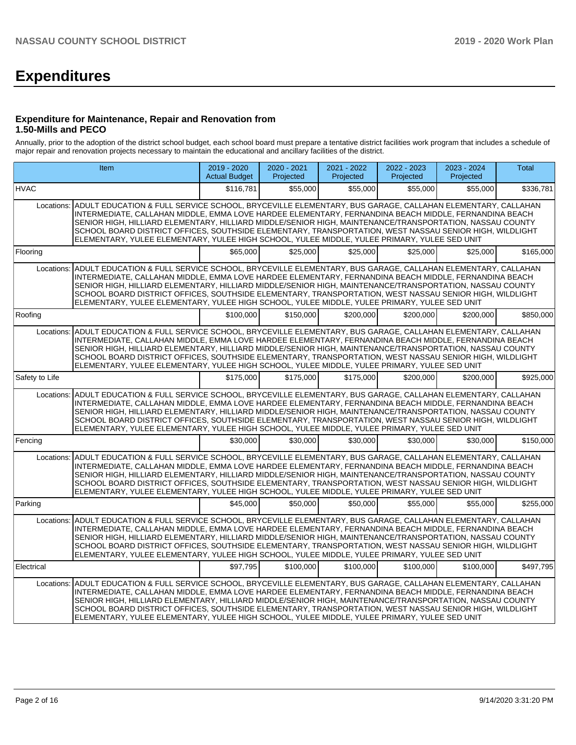# Expenditures

### Expenditure for Maintenance, Repair and Renovation from 1.50-Mills and PECO

Annually, prior to the adoption of the district school budget, each school board must prepare a tentative district facilities work program that includes a schedule of major repair and renovation projects necessary to maintain the educational and ancillary facilities of the district.

| Item | | 2019 - 2020 Actual Budget | 2020 - 2021 Projected | 2021 - 2022 Projected | 2022 - 2023 Projected | 2023 - 2024 Projected | Total |
|---|---|---|---|---|---|---|---|
| HVAC | | $116,781 | $55,000 | $55,000 | $55,000 | $55,000 | $336,781 |
| Locations: | ADULT EDUCATION & FULL SERVICE SCHOOL, BRYCEVILLE ELEMENTARY, BUS GARAGE, CALLAHAN ELEMENTARY, CALLAHAN INTERMEDIATE, CALLAHAN MIDDLE, EMMA LOVE HARDEE ELEMENTARY, FERNANDINA BEACH MIDDLE, FERNANDINA BEACH SENIOR HIGH, HILLIARD ELEMENTARY, HILLIARD MIDDLE/SENIOR HIGH, MAINTENANCE/TRANSPORTATION, NASSAU COUNTY SCHOOL BOARD DISTRICT OFFICES, SOUTHSIDE ELEMENTARY, TRANSPORTATION, WEST NASSAU SENIOR HIGH, WILDLIGHT ELEMENTARY, YULEE ELEMENTARY, YULEE HIGH SCHOOL, YULEE MIDDLE, YULEE PRIMARY, YULEE SED UNIT | | | | | | |
| Flooring | | $65,000 | $25,000 | $25,000 | $25,000 | $25,000 | $165,000 |
| Locations: | ADULT EDUCATION & FULL SERVICE SCHOOL, BRYCEVILLE ELEMENTARY, BUS GARAGE, CALLAHAN ELEMENTARY, CALLAHAN INTERMEDIATE, CALLAHAN MIDDLE, EMMA LOVE HARDEE ELEMENTARY, FERNANDINA BEACH MIDDLE, FERNANDINA BEACH SENIOR HIGH, HILLIARD ELEMENTARY, HILLIARD MIDDLE/SENIOR HIGH, MAINTENANCE/TRANSPORTATION, NASSAU COUNTY SCHOOL BOARD DISTRICT OFFICES, SOUTHSIDE ELEMENTARY, TRANSPORTATION, WEST NASSAU SENIOR HIGH, WILDLIGHT ELEMENTARY, YULEE ELEMENTARY, YULEE HIGH SCHOOL, YULEE MIDDLE, YULEE PRIMARY, YULEE SED UNIT | | | | | | |
| Roofing | | $100,000 | $150,000 | $200,000 | $200,000 | $200,000 | $850,000 |
| Locations: | ADULT EDUCATION & FULL SERVICE SCHOOL, BRYCEVILLE ELEMENTARY, BUS GARAGE, CALLAHAN ELEMENTARY, CALLAHAN INTERMEDIATE, CALLAHAN MIDDLE, EMMA LOVE HARDEE ELEMENTARY, FERNANDINA BEACH MIDDLE, FERNANDINA BEACH SENIOR HIGH, HILLIARD ELEMENTARY, HILLIARD MIDDLE/SENIOR HIGH, MAINTENANCE/TRANSPORTATION, NASSAU COUNTY SCHOOL BOARD DISTRICT OFFICES, SOUTHSIDE ELEMENTARY, TRANSPORTATION, WEST NASSAU SENIOR HIGH, WILDLIGHT ELEMENTARY, YULEE ELEMENTARY, YULEE HIGH SCHOOL, YULEE MIDDLE, YULEE PRIMARY, YULEE SED UNIT | | | | | | |
| Safety to Life | | $175,000 | $175,000 | $175,000 | $200,000 | $200,000 | $925,000 |
| Locations: | ADULT EDUCATION & FULL SERVICE SCHOOL, BRYCEVILLE ELEMENTARY, BUS GARAGE, CALLAHAN ELEMENTARY, CALLAHAN INTERMEDIATE, CALLAHAN MIDDLE, EMMA LOVE HARDEE ELEMENTARY, FERNANDINA BEACH MIDDLE, FERNANDINA BEACH SENIOR HIGH, HILLIARD ELEMENTARY, HILLIARD MIDDLE/SENIOR HIGH, MAINTENANCE/TRANSPORTATION, NASSAU COUNTY SCHOOL BOARD DISTRICT OFFICES, SOUTHSIDE ELEMENTARY, TRANSPORTATION, WEST NASSAU SENIOR HIGH, WILDLIGHT ELEMENTARY, YULEE ELEMENTARY, YULEE HIGH SCHOOL, YULEE MIDDLE, YULEE PRIMARY, YULEE SED UNIT | | | | | | |
| Fencing | | $30,000 | $30,000 | $30,000 | $30,000 | $30,000 | $150,000 |
| Locations: | ADULT EDUCATION & FULL SERVICE SCHOOL, BRYCEVILLE ELEMENTARY, BUS GARAGE, CALLAHAN ELEMENTARY, CALLAHAN INTERMEDIATE, CALLAHAN MIDDLE, EMMA LOVE HARDEE ELEMENTARY, FERNANDINA BEACH MIDDLE, FERNANDINA BEACH SENIOR HIGH, HILLIARD ELEMENTARY, HILLIARD MIDDLE/SENIOR HIGH, MAINTENANCE/TRANSPORTATION, NASSAU COUNTY SCHOOL BOARD DISTRICT OFFICES, SOUTHSIDE ELEMENTARY, TRANSPORTATION, WEST NASSAU SENIOR HIGH, WILDLIGHT ELEMENTARY, YULEE ELEMENTARY, YULEE HIGH SCHOOL, YULEE MIDDLE, YULEE PRIMARY, YULEE SED UNIT | | | | | | |
| Parking | | $45,000 | $50,000 | $50,000 | $55,000 | $55,000 | $255,000 |
| Locations: | ADULT EDUCATION & FULL SERVICE SCHOOL, BRYCEVILLE ELEMENTARY, BUS GARAGE, CALLAHAN ELEMENTARY, CALLAHAN INTERMEDIATE, CALLAHAN MIDDLE, EMMA LOVE HARDEE ELEMENTARY, FERNANDINA BEACH MIDDLE, FERNANDINA BEACH SENIOR HIGH, HILLIARD ELEMENTARY, HILLIARD MIDDLE/SENIOR HIGH, MAINTENANCE/TRANSPORTATION, NASSAU COUNTY SCHOOL BOARD DISTRICT OFFICES, SOUTHSIDE ELEMENTARY, TRANSPORTATION, WEST NASSAU SENIOR HIGH, WILDLIGHT ELEMENTARY, YULEE ELEMENTARY, YULEE HIGH SCHOOL, YULEE MIDDLE, YULEE PRIMARY, YULEE SED UNIT | | | | | | |
| Electrical | | $97,795 | $100,000 | $100,000 | $100,000 | $100,000 | $497,795 |
| Locations: | ADULT EDUCATION & FULL SERVICE SCHOOL, BRYCEVILLE ELEMENTARY, BUS GARAGE, CALLAHAN ELEMENTARY, CALLAHAN INTERMEDIATE, CALLAHAN MIDDLE, EMMA LOVE HARDEE ELEMENTARY, FERNANDINA BEACH MIDDLE, FERNANDINA BEACH SENIOR HIGH, HILLIARD ELEMENTARY, HILLIARD MIDDLE/SENIOR HIGH, MAINTENANCE/TRANSPORTATION, NASSAU COUNTY SCHOOL BOARD DISTRICT OFFICES, SOUTHSIDE ELEMENTARY, TRANSPORTATION, WEST NASSAU SENIOR HIGH, WILDLIGHT ELEMENTARY, YULEE ELEMENTARY, YULEE HIGH SCHOOL, YULEE MIDDLE, YULEE PRIMARY, YULEE SED UNIT | | | | | | |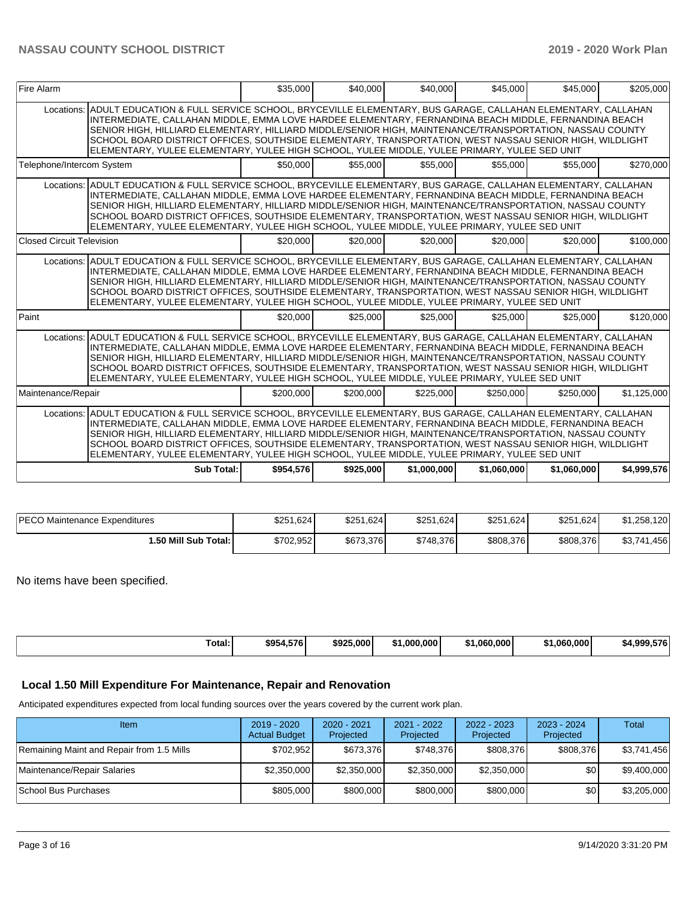| Fire Alarm | | $35,000 | $40,000 | $40,000 | $45,000 | $45,000 | $205,000 |
|---|---|---|---|---|---|---|---|
| Locations: | ADULT EDUCATION & FULL SERVICE SCHOOL, BRYCEVILLE ELEMENTARY, BUS GARAGE, CALLAHAN ELEMENTARY, CALLAHAN INTERMEDIATE, CALLAHAN MIDDLE, EMMA LOVE HARDEE ELEMENTARY, FERNANDINA BEACH MIDDLE, FERNANDINA BEACH SENIOR HIGH, HILLIARD ELEMENTARY, HILLIARD MIDDLE/SENIOR HIGH, MAINTENANCE/TRANSPORTATION, NASSAU COUNTY SCHOOL BOARD DISTRICT OFFICES, SOUTHSIDE ELEMENTARY, TRANSPORTATION, WEST NASSAU SENIOR HIGH, WILDLIGHT ELEMENTARY, YULEE ELEMENTARY, YULEE HIGH SCHOOL, YULEE MIDDLE, YULEE PRIMARY, YULEE SED UNIT | | | | | | |
| Telephone/Intercom System | | $50,000 | $55,000 | $55,000 | $55,000 | $55,000 | $270,000 |
| Locations: | ADULT EDUCATION & FULL SERVICE SCHOOL, BRYCEVILLE ELEMENTARY, BUS GARAGE, CALLAHAN ELEMENTARY, CALLAHAN INTERMEDIATE, CALLAHAN MIDDLE, EMMA LOVE HARDEE ELEMENTARY, FERNANDINA BEACH MIDDLE, FERNANDINA BEACH SENIOR HIGH, HILLIARD ELEMENTARY, HILLIARD MIDDLE/SENIOR HIGH, MAINTENANCE/TRANSPORTATION, NASSAU COUNTY SCHOOL BOARD DISTRICT OFFICES, SOUTHSIDE ELEMENTARY, TRANSPORTATION, WEST NASSAU SENIOR HIGH, WILDLIGHT ELEMENTARY, YULEE ELEMENTARY, YULEE HIGH SCHOOL, YULEE MIDDLE, YULEE PRIMARY, YULEE SED UNIT | | | | | | |
| Closed Circuit Television | | $20,000 | $20,000 | $20,000 | $20,000 | $20,000 | $100,000 |
| Locations: | ADULT EDUCATION & FULL SERVICE SCHOOL, BRYCEVILLE ELEMENTARY, BUS GARAGE, CALLAHAN ELEMENTARY, CALLAHAN INTERMEDIATE, CALLAHAN MIDDLE, EMMA LOVE HARDEE ELEMENTARY, FERNANDINA BEACH MIDDLE, FERNANDINA BEACH SENIOR HIGH, HILLIARD ELEMENTARY, HILLIARD MIDDLE/SENIOR HIGH, MAINTENANCE/TRANSPORTATION, NASSAU COUNTY SCHOOL BOARD DISTRICT OFFICES, SOUTHSIDE ELEMENTARY, TRANSPORTATION, WEST NASSAU SENIOR HIGH, WILDLIGHT ELEMENTARY, YULEE ELEMENTARY, YULEE HIGH SCHOOL, YULEE MIDDLE, YULEE PRIMARY, YULEE SED UNIT | | | | | | |
| Paint | | $20,000 | $25,000 | $25,000 | $25,000 | $25,000 | $120,000 |
| Locations: | ADULT EDUCATION & FULL SERVICE SCHOOL, BRYCEVILLE ELEMENTARY, BUS GARAGE, CALLAHAN ELEMENTARY, CALLAHAN INTERMEDIATE, CALLAHAN MIDDLE, EMMA LOVE HARDEE ELEMENTARY, FERNANDINA BEACH MIDDLE, FERNANDINA BEACH SENIOR HIGH, HILLIARD ELEMENTARY, HILLIARD MIDDLE/SENIOR HIGH, MAINTENANCE/TRANSPORTATION, NASSAU COUNTY SCHOOL BOARD DISTRICT OFFICES, SOUTHSIDE ELEMENTARY, TRANSPORTATION, WEST NASSAU SENIOR HIGH, WILDLIGHT ELEMENTARY, YULEE ELEMENTARY, YULEE HIGH SCHOOL, YULEE MIDDLE, YULEE PRIMARY, YULEE SED UNIT | | | | | | |
| Maintenance/Repair | | $200,000 | $200,000 | $225,000 | $250,000 | $250,000 | $1,125,000 |
| Locations: | ADULT EDUCATION & FULL SERVICE SCHOOL, BRYCEVILLE ELEMENTARY, BUS GARAGE, CALLAHAN ELEMENTARY, CALLAHAN INTERMEDIATE, CALLAHAN MIDDLE, EMMA LOVE HARDEE ELEMENTARY, FERNANDINA BEACH MIDDLE, FERNANDINA BEACH SENIOR HIGH, HILLIARD ELEMENTARY, HILLIARD MIDDLE/SENIOR HIGH, MAINTENANCE/TRANSPORTATION, NASSAU COUNTY SCHOOL BOARD DISTRICT OFFICES, SOUTHSIDE ELEMENTARY, TRANSPORTATION, WEST NASSAU SENIOR HIGH, WILDLIGHT ELEMENTARY, YULEE ELEMENTARY, YULEE HIGH SCHOOL, YULEE MIDDLE, YULEE PRIMARY, YULEE SED UNIT | | | | | | |
| | **Sub Total:** | **$954,576** | **$925,000** | **$1,000,000** | **$1,060,000** | **$1,060,000** | **$4,999,576** |

| PECO Maintenance Expenditures | $251,624 | $251,624 | $251,624 | $251,624 | $251,624 | $1,258,120 |
|---|---|---|---|---|---|---|
| **1.50 Mill Sub Total:** | $702,952 | $673,376 | $748,376 | $808,376 | $808,376 | $3,741,456 |

No items have been specified.

| **Total:** | **$954,576** | **$925,000** | **$1,000,000** | **$1,060,000** | **$1,060,000** | **$4,999,576** |
|---|---|---|---|---|---|---|

## Local 1.50 Mill Expenditure For Maintenance, Repair and Renovation

Anticipated expenditures expected from local funding sources over the years covered by the current work plan.

| Item | 2019 - 2020 Actual Budget | 2020 - 2021 Projected | 2021 - 2022 Projected | 2022 - 2023 Projected | 2023 - 2024 Projected | Total |
|---|---|---|---|---|---|---|
| Remaining Maint and Repair from 1.5 Mills | $702,952 | $673,376 | $748,376 | $808,376 | $808,376 | $3,741,456 |
| Maintenance/Repair Salaries | $2,350,000 | $2,350,000 | $2,350,000 | $2,350,000 | $0 | $9,400,000 |
| School Bus Purchases | $805,000 | $800,000 | $800,000 | $800,000 | $0 | $3,205,000 |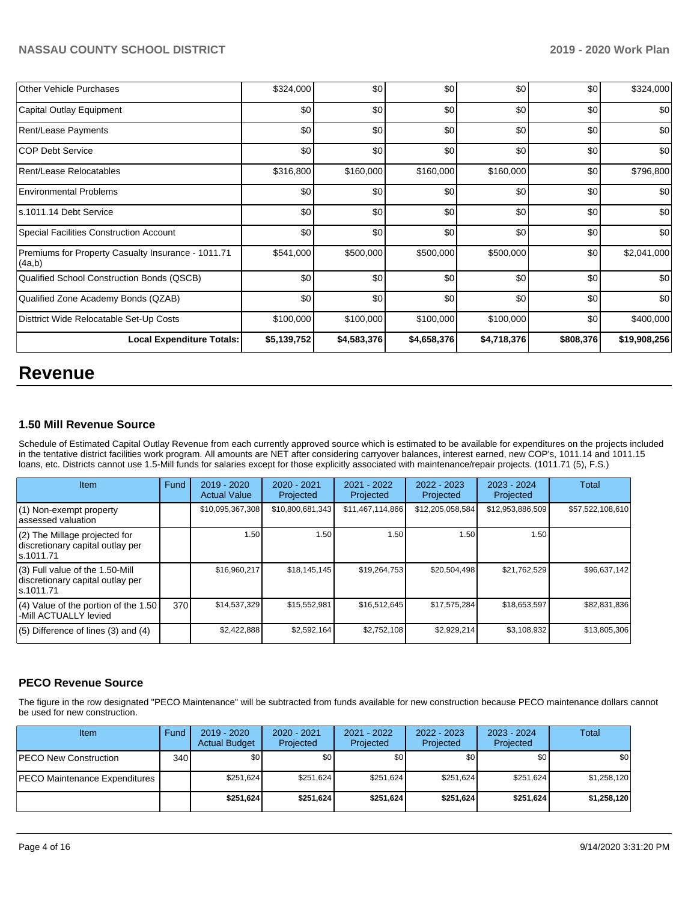| | | | | | | |
|---|---|---|---|---|---|---|
| Other Vehicle Purchases | $324,000 | $0 | $0 | $0 | $0 | $324,000 |
| Capital Outlay Equipment | $0 | $0 | $0 | $0 | $0 | $0 |
| Rent/Lease Payments | $0 | $0 | $0 | $0 | $0 | $0 |
| COP Debt Service | $0 | $0 | $0 | $0 | $0 | $0 |
| Rent/Lease Relocatables | $316,800 | $160,000 | $160,000 | $160,000 | $0 | $796,800 |
| Environmental Problems | $0 | $0 | $0 | $0 | $0 | $0 |
| s.1011.14 Debt Service | $0 | $0 | $0 | $0 | $0 | $0 |
| Special Facilities Construction Account | $0 | $0 | $0 | $0 | $0 | $0 |
| Premiums for Property Casualty Insurance - 1011.71 (4a,b) | $541,000 | $500,000 | $500,000 | $500,000 | $0 | $2,041,000 |
| Qualified School Construction Bonds (QSCB) | $0 | $0 | $0 | $0 | $0 | $0 |
| Qualified Zone Academy Bonds (QZAB) | $0 | $0 | $0 | $0 | $0 | $0 |
| Disttrict Wide Relocatable Set-Up Costs | $100,000 | $100,000 | $100,000 | $100,000 | $0 | $400,000 |
| **Local Expenditure Totals:** | **$5,139,752** | **$4,583,376** | **$4,658,376** | **$4,718,376** | **$808,376** | **$19,908,256** |

# Revenue

### 1.50 Mill Revenue Source

Schedule of Estimated Capital Outlay Revenue from each currently approved source which is estimated to be available for expenditures on the projects included in the tentative district facilities work program. All amounts are NET after considering carryover balances, interest earned, new COP's, 1011.14 and 1011.15 loans, etc. Districts cannot use 1.5-Mill funds for salaries except for those explicitly associated with maintenance/repair projects. (1011.71 (5), F.S.)

| Item | Fund | 2019 - 2020 Actual Value | 2020 - 2021 Projected | 2021 - 2022 Projected | 2022 - 2023 Projected | 2023 - 2024 Projected | Total |
|---|---|---|---|---|---|---|---|
| (1) Non-exempt property assessed valuation | | $10,095,367,308 | $10,800,681,343 | $11,467,114,866 | $12,205,058,584 | $12,953,886,509 | $57,522,108,610 |
| (2) The Millage projected for discretionary capital outlay per s.1011.71 | | 1.50 | 1.50 | 1.50 | 1.50 | 1.50 | |
| (3) Full value of the 1.50-Mill discretionary capital outlay per s.1011.71 | | $16,960,217 | $18,145,145 | $19,264,753 | $20,504,498 | $21,762,529 | $96,637,142 |
| (4) Value of the portion of the 1.50 -Mill ACTUALLY levied | 370 | $14,537,329 | $15,552,981 | $16,512,645 | $17,575,284 | $18,653,597 | $82,831,836 |
| (5) Difference of lines (3) and (4) | | $2,422,888 | $2,592,164 | $2,752,108 | $2,929,214 | $3,108,932 | $13,805,306 |

### PECO Revenue Source

The figure in the row designated "PECO Maintenance" will be subtracted from funds available for new construction because PECO maintenance dollars cannot be used for new construction.

| Item | Fund | 2019 - 2020 Actual Budget | 2020 - 2021 Projected | 2021 - 2022 Projected | 2022 - 2023 Projected | 2023 - 2024 Projected | Total |
|---|---|---|---|---|---|---|---|
| PECO New Construction | 340 | $0 | $0 | $0 | $0 | $0 | $0 |
| PECO Maintenance Expenditures | | $251,624 | $251,624 | $251,624 | $251,624 | $251,624 | $1,258,120 |
| | | **$251,624** | **$251,624** | **$251,624** | **$251,624** | **$251,624** | **$1,258,120** |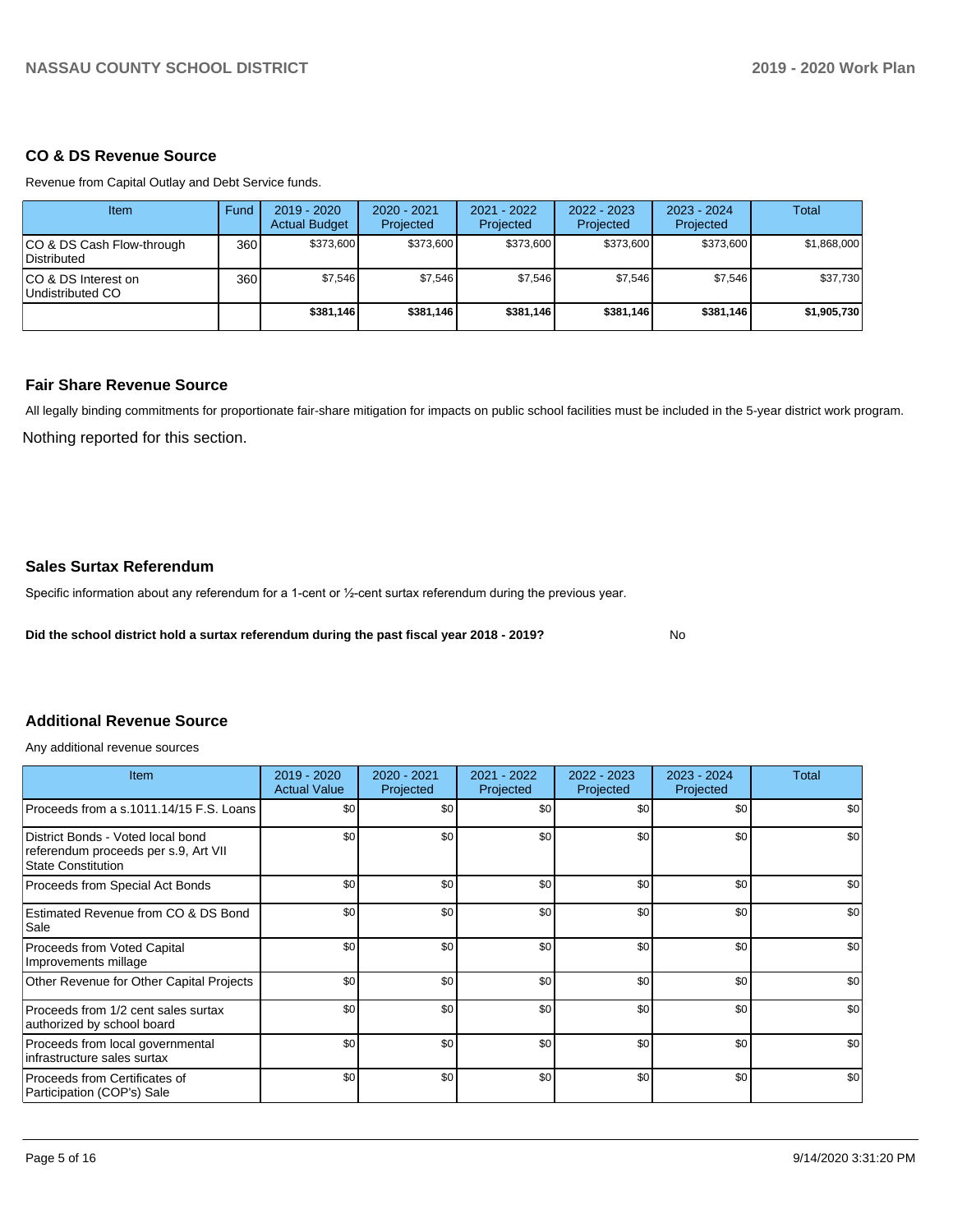## CO & DS Revenue Source

Revenue from Capital Outlay and Debt Service funds.

| Item | Fund | 2019 - 2020 Actual Budget | 2020 - 2021 Projected | 2021 - 2022 Projected | 2022 - 2023 Projected | 2023 - 2024 Projected | Total |
|---|---|---|---|---|---|---|---|
| CO & DS Cash Flow-through Distributed | 360 | $373,600 | $373,600 | $373,600 | $373,600 | $373,600 | $1,868,000 |
| CO & DS Interest on Undistributed CO | 360 | $7,546 | $7,546 | $7,546 | $7,546 | $7,546 | $37,730 |
| | | **$381,146** | **$381,146** | **$381,146** | **$381,146** | **$381,146** | **$1,905,730** |

## Fair Share Revenue Source

All legally binding commitments for proportionate fair-share mitigation for impacts on public school facilities must be included in the 5-year district work program.

Nothing reported for this section.

## Sales Surtax Referendum

Specific information about any referendum for a 1-cent or ½-cent surtax referendum during the previous year.

**Did the school district hold a surtax referendum during the past fiscal year 2018 - 2019?** No

## Additional Revenue Source

Any additional revenue sources

| Item | 2019 - 2020 Actual Value | 2020 - 2021 Projected | 2021 - 2022 Projected | 2022 - 2023 Projected | 2023 - 2024 Projected | Total |
|---|---|---|---|---|---|---|
| Proceeds from a s.1011.14/15 F.S. Loans | $0 | $0 | $0 | $0 | $0 | $0 |
| District Bonds - Voted local bond referendum proceeds per s.9, Art VII State Constitution | $0 | $0 | $0 | $0 | $0 | $0 |
| Proceeds from Special Act Bonds | $0 | $0 | $0 | $0 | $0 | $0 |
| Estimated Revenue from CO & DS Bond Sale | $0 | $0 | $0 | $0 | $0 | $0 |
| Proceeds from Voted Capital Improvements millage | $0 | $0 | $0 | $0 | $0 | $0 |
| Other Revenue for Other Capital Projects | $0 | $0 | $0 | $0 | $0 | $0 |
| Proceeds from 1/2 cent sales surtax authorized by school board | $0 | $0 | $0 | $0 | $0 | $0 |
| Proceeds from local governmental infrastructure sales surtax | $0 | $0 | $0 | $0 | $0 | $0 |
| Proceeds from Certificates of Participation (COP's) Sale | $0 | $0 | $0 | $0 | $0 | $0 |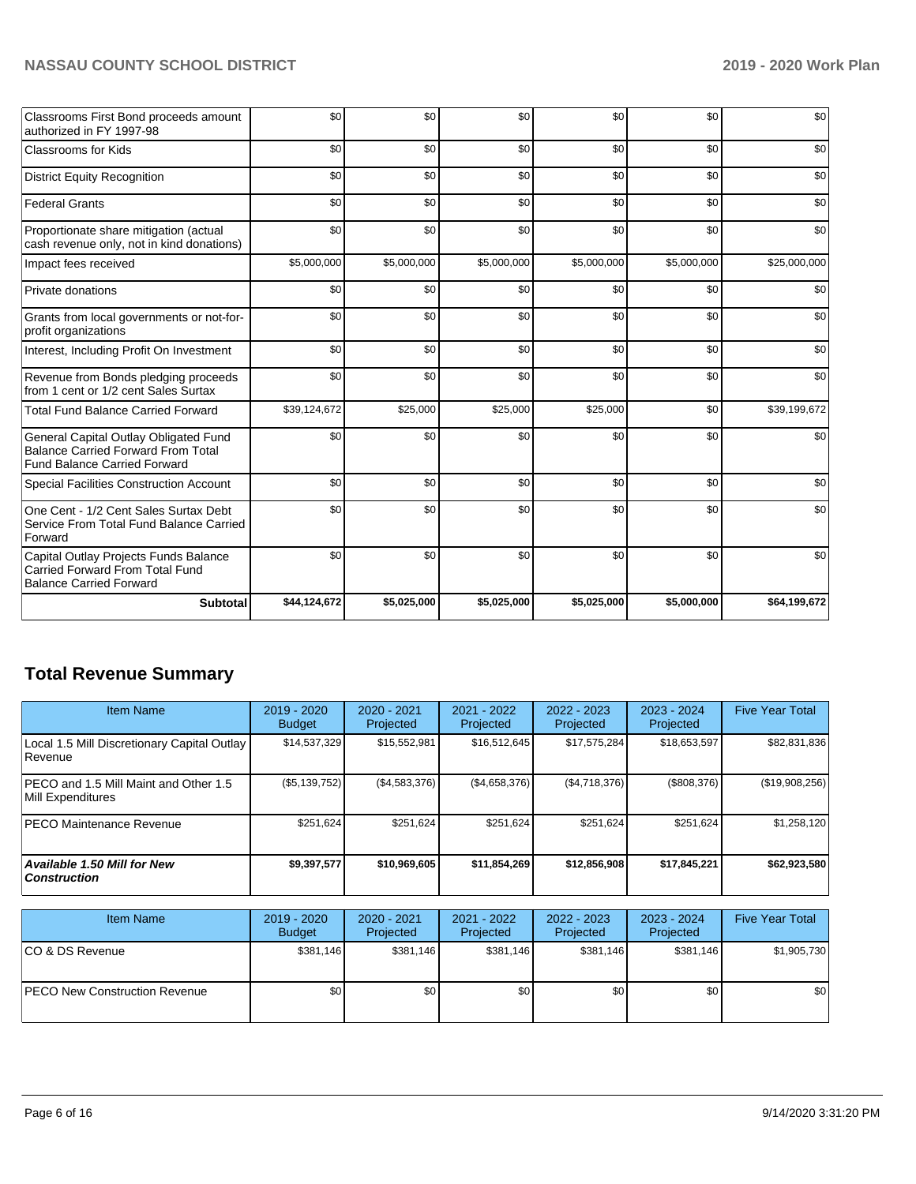| | | | | | | |
|---|---|---|---|---|---|---|
| Classrooms First Bond proceeds amount authorized in FY 1997-98 | $0 | $0 | $0 | $0 | $0 | $0 |
| Classrooms for Kids | $0 | $0 | $0 | $0 | $0 | $0 |
| District Equity Recognition | $0 | $0 | $0 | $0 | $0 | $0 |
| Federal Grants | $0 | $0 | $0 | $0 | $0 | $0 |
| Proportionate share mitigation (actual cash revenue only, not in kind donations) | $0 | $0 | $0 | $0 | $0 | $0 |
| Impact fees received | $5,000,000 | $5,000,000 | $5,000,000 | $5,000,000 | $5,000,000 | $25,000,000 |
| Private donations | $0 | $0 | $0 | $0 | $0 | $0 |
| Grants from local governments or not-for-profit organizations | $0 | $0 | $0 | $0 | $0 | $0 |
| Interest, Including Profit On Investment | $0 | $0 | $0 | $0 | $0 | $0 |
| Revenue from Bonds pledging proceeds from 1 cent or 1/2 cent Sales Surtax | $0 | $0 | $0 | $0 | $0 | $0 |
| Total Fund Balance Carried Forward | $39,124,672 | $25,000 | $25,000 | $25,000 | $0 | $39,199,672 |
| General Capital Outlay Obligated Fund Balance Carried Forward From Total Fund Balance Carried Forward | $0 | $0 | $0 | $0 | $0 | $0 |
| Special Facilities Construction Account | $0 | $0 | $0 | $0 | $0 | $0 |
| One Cent - 1/2 Cent Sales Surtax Debt Service From Total Fund Balance Carried Forward | $0 | $0 | $0 | $0 | $0 | $0 |
| Capital Outlay Projects Funds Balance Carried Forward From Total Fund Balance Carried Forward | $0 | $0 | $0 | $0 | $0 | $0 |
| **Subtotal** | **$44,124,672** | **$5,025,000** | **$5,025,000** | **$5,025,000** | **$5,000,000** | **$64,199,672** |

## Total Revenue Summary

| Item Name | 2019 - 2020 Budget | 2020 - 2021 Projected | 2021 - 2022 Projected | 2022 - 2023 Projected | 2023 - 2024 Projected | Five Year Total |
|---|---|---|---|---|---|---|
| Local 1.5 Mill Discretionary Capital Outlay Revenue | $14,537,329 | $15,552,981 | $16,512,645 | $17,575,284 | $18,653,597 | $82,831,836 |
| PECO and 1.5 Mill Maint and Other 1.5 Mill Expenditures | ($5,139,752) | ($4,583,376) | ($4,658,376) | ($4,718,376) | ($808,376) | ($19,908,256) |
| PECO Maintenance Revenue | $251,624 | $251,624 | $251,624 | $251,624 | $251,624 | $1,258,120 |
| ***Available 1.50 Mill for New Construction*** | **$9,397,577** | **$10,969,605** | **$11,854,269** | **$12,856,908** | **$17,845,221** | **$62,923,580** |

| Item Name | 2019 - 2020 Budget | 2020 - 2021 Projected | 2021 - 2022 Projected | 2022 - 2023 Projected | 2023 - 2024 Projected | Five Year Total |
|---|---|---|---|---|---|---|
| CO & DS Revenue | $381,146 | $381,146 | $381,146 | $381,146 | $381,146 | $1,905,730 |
| PECO New Construction Revenue | $0 | $0 | $0 | $0 | $0 | $0 |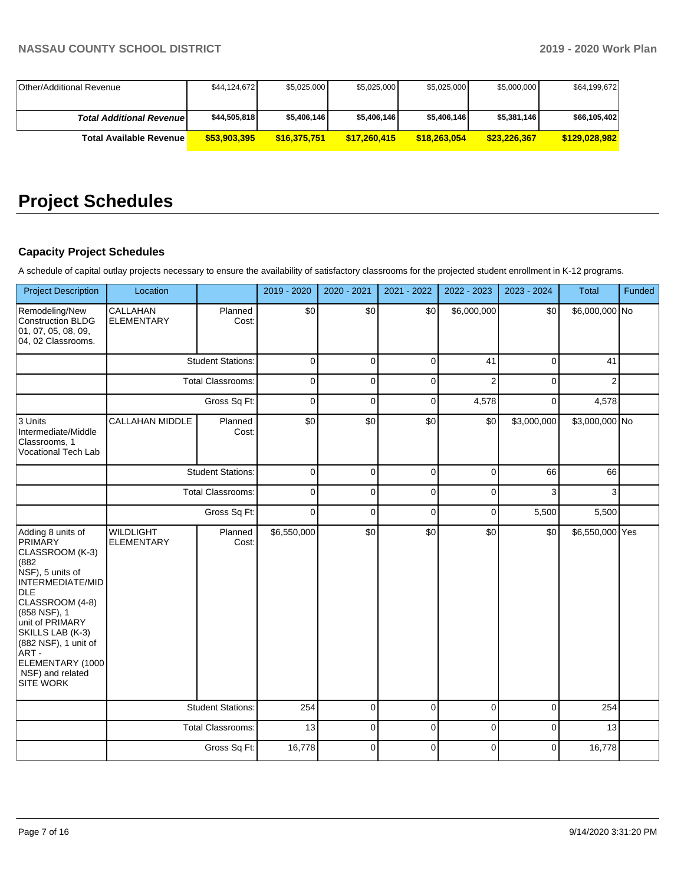| Other/Additional Revenue | $44,124,672 | $5,025,000 | $5,025,000 | $5,025,000 | $5,000,000 | $64,199,672 |
|---|---|---|---|---|---|---|
| ***Total Additional Revenue*** | **$44,505,818** | **$5,406,146** | **$5,406,146** | **$5,406,146** | **$5,381,146** | **$66,105,402** |
| **Total Available Revenue** | **$53,903,395** | **$16,375,751** | **$17,260,415** | **$18,263,054** | **$23,226,367** | **$129,028,982** |

# Project Schedules

### Capacity Project Schedules

A schedule of capital outlay projects necessary to ensure the availability of satisfactory classrooms for the projected student enrollment in K-12 programs.

| Project Description | Location | | 2019 - 2020 | 2020 - 2021 | 2021 - 2022 | 2022 - 2023 | 2023 - 2024 | Total | Funded |
|---|---|---|---|---|---|---|---|---|---|
| Remodeling/New Construction BLDG 01, 07, 05, 08, 09, 04, 02 Classrooms. | CALLAHAN ELEMENTARY | Planned Cost: | $0 | $0 | $0 | $6,000,000 | $0 | $6,000,000 | No |
| | | Student Stations: | 0 | 0 | 0 | 41 | 0 | 41 | |
| | | Total Classrooms: | 0 | 0 | 0 | 2 | 0 | 2 | |
| | | Gross Sq Ft: | 0 | 0 | 0 | 4,578 | 0 | 4,578 | |
| 3 Units Intermediate/Middle Classrooms, 1 Vocational Tech Lab | CALLAHAN MIDDLE | Planned Cost: | $0 | $0 | $0 | $0 | $3,000,000 | $3,000,000 | No |
| | | Student Stations: | 0 | 0 | 0 | 0 | 66 | 66 | |
| | | Total Classrooms: | 0 | 0 | 0 | 0 | 3 | 3 | |
| | | Gross Sq Ft: | 0 | 0 | 0 | 0 | 5,500 | 5,500 | |
| Adding 8 units of PRIMARY CLASSROOM (K-3) (882 NSF), 5 units of INTERMEDIATE/MIDDLE CLASSROOM (4-8) (858 NSF), 1 unit of PRIMARY SKILLS LAB (K-3) (882 NSF), 1 unit of ART - ELEMENTARY (1000 NSF) and related SITE WORK | WILDLIGHT ELEMENTARY | Planned Cost: | $6,550,000 | $0 | $0 | $0 | $0 | $6,550,000 | Yes |
| | | Student Stations: | 254 | 0 | 0 | 0 | 0 | 254 | |
| | | Total Classrooms: | 13 | 0 | 0 | 0 | 0 | 13 | |
| | | Gross Sq Ft: | 16,778 | 0 | 0 | 0 | 0 | 16,778 | |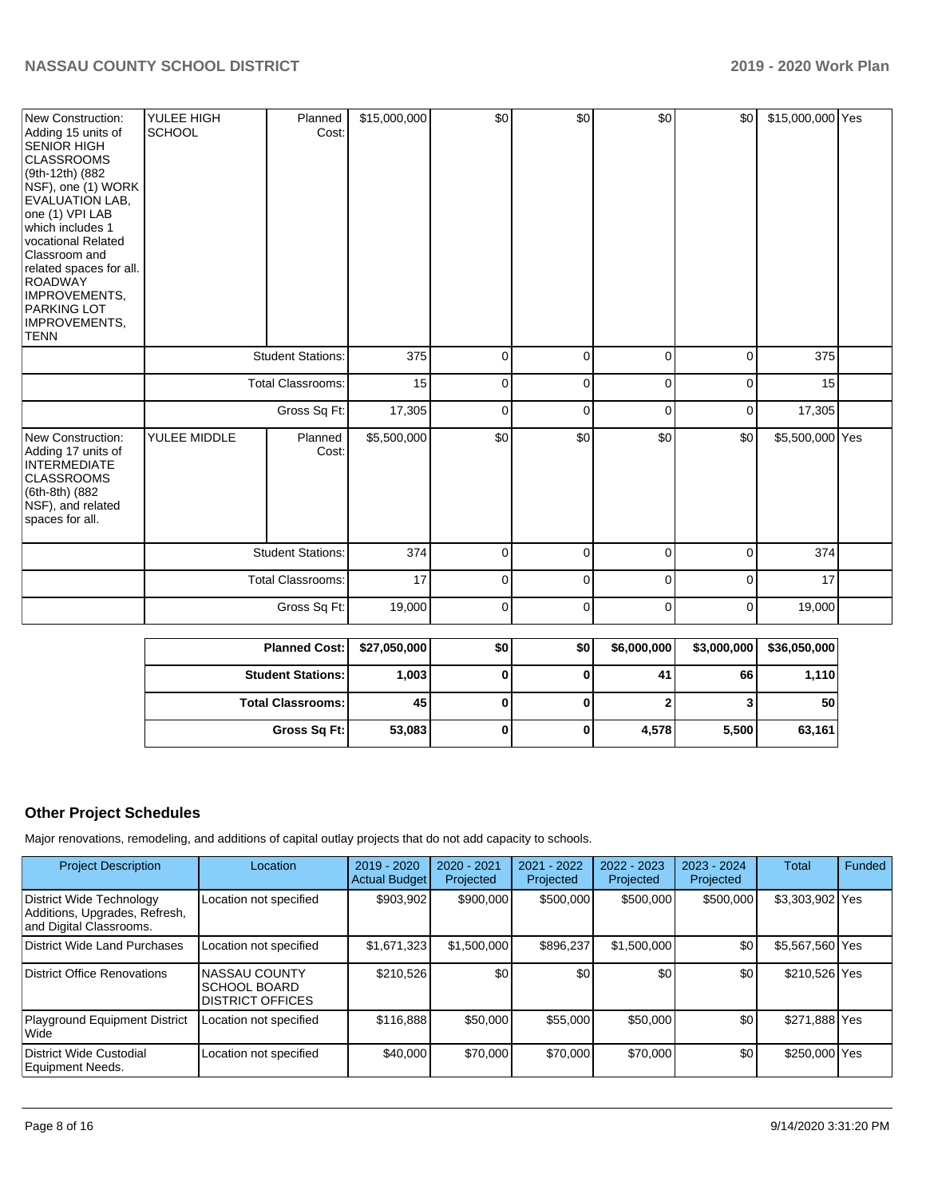| | | | | | | | | | |
|---|---|---|---|---|---|---|---|---|---|
| New Construction: Adding 15 units of SENIOR HIGH CLASSROOMS (9th-12th) (882 NSF), one (1) WORK EVALUATION LAB, one (1) VPI LAB which includes 1 vocational Related Classroom and related spaces for all. ROADWAY IMPROVEMENTS, PARKING LOT IMPROVEMENTS, TENN | YULEE HIGH SCHOOL | Planned Cost: | $15,000,000 | $0 | $0 | $0 | $0 | $15,000,000 | Yes |
| | | Student Stations: | 375 | 0 | 0 | 0 | 0 | 375 | |
| | | Total Classrooms: | 15 | 0 | 0 | 0 | 0 | 15 | |
| | | Gross Sq Ft: | 17,305 | 0 | 0 | 0 | 0 | 17,305 | |
| New Construction: Adding 17 units of INTERMEDIATE CLASSROOMS (6th-8th) (882 NSF), and related spaces for all. | YULEE MIDDLE | Planned Cost: | $5,500,000 | $0 | $0 | $0 | $0 | $5,500,000 | Yes |
| | | Student Stations: | 374 | 0 | 0 | 0 | 0 | 374 | |
| | | Total Classrooms: | 17 | 0 | 0 | 0 | 0 | 17 | |
| | | Gross Sq Ft: | 19,000 | 0 | 0 | 0 | 0 | 19,000 | |

| | | | | | | |
|---|---|---|---|---|---|---|
| **Planned Cost:** | **$27,050,000** | **$0** | **$0** | **$6,000,000** | **$3,000,000** | **$36,050,000** |
| **Student Stations:** | **1,003** | **0** | **0** | **41** | **66** | **1,110** |
| **Total Classrooms:** | **45** | **0** | **0** | **2** | **3** | **50** |
| **Gross Sq Ft:** | **53,083** | **0** | **0** | **4,578** | **5,500** | **63,161** |

## Other Project Schedules

Major renovations, remodeling, and additions of capital outlay projects that do not add capacity to schools.

| Project Description | Location | 2019 - 2020 Actual Budget | 2020 - 2021 Projected | 2021 - 2022 Projected | 2022 - 2023 Projected | 2023 - 2024 Projected | Total | Funded |
|---|---|---|---|---|---|---|---|---|
| District Wide Technology Additions, Upgrades, Refresh, and Digital Classrooms. | Location not specified | $903,902 | $900,000 | $500,000 | $500,000 | $500,000 | $3,303,902 | Yes |
| District Wide Land Purchases | Location not specified | $1,671,323 | $1,500,000 | $896,237 | $1,500,000 | $0 | $5,567,560 | Yes |
| District Office Renovations | NASSAU COUNTY SCHOOL BOARD DISTRICT OFFICES | $210,526 | $0 | $0 | $0 | $0 | $210,526 | Yes |
| Playground Equipment District Wide | Location not specified | $116,888 | $50,000 | $55,000 | $50,000 | $0 | $271,888 | Yes |
| District Wide Custodial Equipment Needs. | Location not specified | $40,000 | $70,000 | $70,000 | $70,000 | $0 | $250,000 | Yes |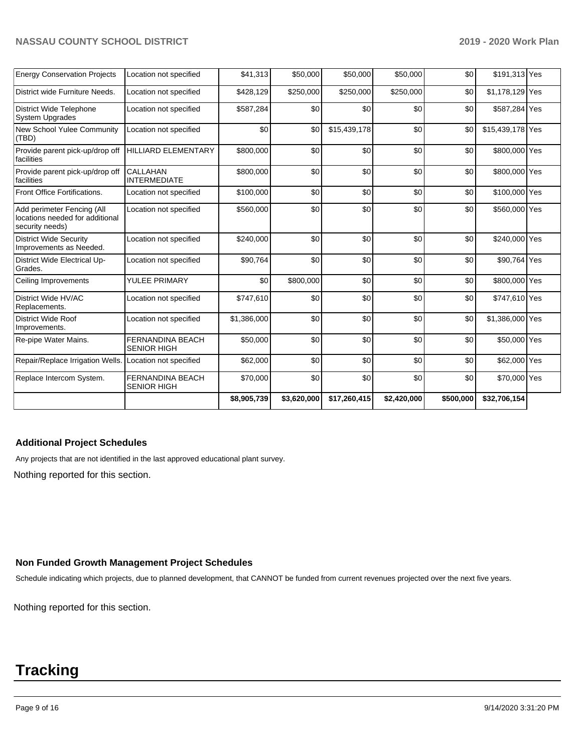| | | | | | | | | |
|---|---|---|---|---|---|---|---|---|
| Energy Conservation Projects | Location not specified | $41,313 | $50,000 | $50,000 | $50,000 | $0 | $191,313 | Yes |
| District wide Furniture Needs. | Location not specified | $428,129 | $250,000 | $250,000 | $250,000 | $0 | $1,178,129 | Yes |
| District Wide Telephone System Upgrades | Location not specified | $587,284 | $0 | $0 | $0 | $0 | $587,284 | Yes |
| New School Yulee Community (TBD) | Location not specified | $0 | $0 | $15,439,178 | $0 | $0 | $15,439,178 | Yes |
| Provide parent pick-up/drop off facilities | HILLIARD ELEMENTARY | $800,000 | $0 | $0 | $0 | $0 | $800,000 | Yes |
| Provide parent pick-up/drop off facilities | CALLAHAN INTERMEDIATE | $800,000 | $0 | $0 | $0 | $0 | $800,000 | Yes |
| Front Office Fortifications. | Location not specified | $100,000 | $0 | $0 | $0 | $0 | $100,000 | Yes |
| Add perimeter Fencing (All locations needed for additional security needs) | Location not specified | $560,000 | $0 | $0 | $0 | $0 | $560,000 | Yes |
| District Wide Security Improvements as Needed. | Location not specified | $240,000 | $0 | $0 | $0 | $0 | $240,000 | Yes |
| District Wide Electrical Up-Grades. | Location not specified | $90,764 | $0 | $0 | $0 | $0 | $90,764 | Yes |
| Ceiling Improvements | YULEE PRIMARY | $0 | $800,000 | $0 | $0 | $0 | $800,000 | Yes |
| District Wide HV/AC Replacements. | Location not specified | $747,610 | $0 | $0 | $0 | $0 | $747,610 | Yes |
| District Wide Roof Improvements. | Location not specified | $1,386,000 | $0 | $0 | $0 | $0 | $1,386,000 | Yes |
| Re-pipe Water Mains. | FERNANDINA BEACH SENIOR HIGH | $50,000 | $0 | $0 | $0 | $0 | $50,000 | Yes |
| Repair/Replace Irrigation Wells. | Location not specified | $62,000 | $0 | $0 | $0 | $0 | $62,000 | Yes |
| Replace Intercom System. | FERNANDINA BEACH SENIOR HIGH | $70,000 | $0 | $0 | $0 | $0 | $70,000 | Yes |
| | | **$8,905,739** | **$3,620,000** | **$17,260,415** | **$2,420,000** | **$500,000** | **$32,706,154** | |

### Additional Project Schedules

Any projects that are not identified in the last approved educational plant survey.

Nothing reported for this section.

### Non Funded Growth Management Project Schedules

Schedule indicating which projects, due to planned development, that CANNOT be funded from current revenues projected over the next five years.

Nothing reported for this section.

# Tracking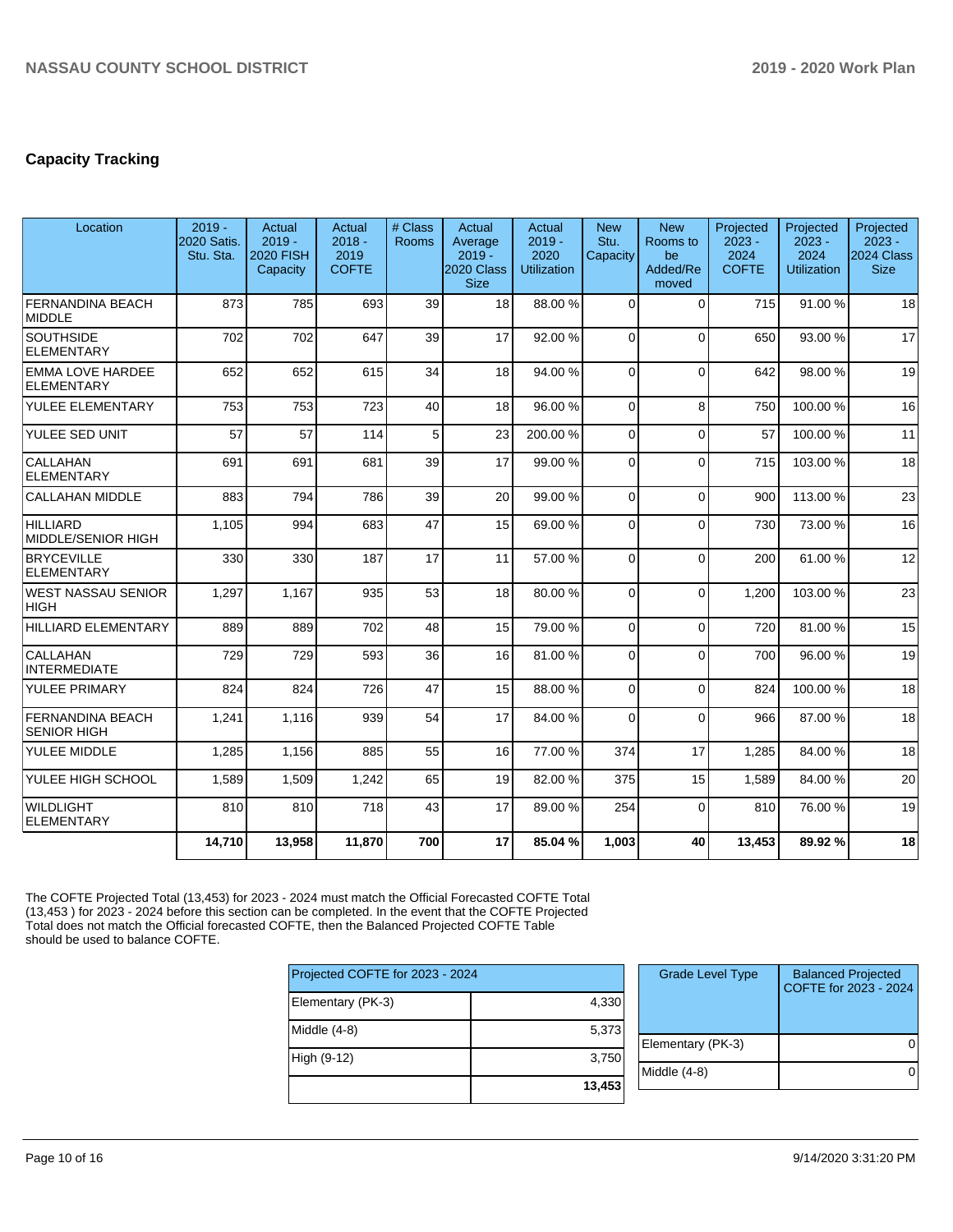## Capacity Tracking

| Location | 2019 - 2020 Satis. Stu. Sta. | Actual 2019 - 2020 FISH Capacity | Actual 2018 - 2019 COFTE | # Class Rooms | Actual Average 2019 - 2020 Class Size | Actual 2019 - 2020 Utilization | New Stu. Capacity | New Rooms to be Added/Removed | Projected 2023 - 2024 COFTE | Projected 2023 - 2024 Utilization | Projected 2023 - 2024 Class Size |
|---|---|---|---|---|---|---|---|---|---|---|---|
| FERNANDINA BEACH MIDDLE | 873 | 785 | 693 | 39 | 18 | 88.00 % | 0 | 0 | 715 | 91.00 % | 18 |
| SOUTHSIDE ELEMENTARY | 702 | 702 | 647 | 39 | 17 | 92.00 % | 0 | 0 | 650 | 93.00 % | 17 |
| EMMA LOVE HARDEE ELEMENTARY | 652 | 652 | 615 | 34 | 18 | 94.00 % | 0 | 0 | 642 | 98.00 % | 19 |
| YULEE ELEMENTARY | 753 | 753 | 723 | 40 | 18 | 96.00 % | 0 | 8 | 750 | 100.00 % | 16 |
| YULEE SED UNIT | 57 | 57 | 114 | 5 | 23 | 200.00 % | 0 | 0 | 57 | 100.00 % | 11 |
| CALLAHAN ELEMENTARY | 691 | 691 | 681 | 39 | 17 | 99.00 % | 0 | 0 | 715 | 103.00 % | 18 |
| CALLAHAN MIDDLE | 883 | 794 | 786 | 39 | 20 | 99.00 % | 0 | 0 | 900 | 113.00 % | 23 |
| HILLIARD MIDDLE/SENIOR HIGH | 1,105 | 994 | 683 | 47 | 15 | 69.00 % | 0 | 0 | 730 | 73.00 % | 16 |
| BRYCEVILLE ELEMENTARY | 330 | 330 | 187 | 17 | 11 | 57.00 % | 0 | 0 | 200 | 61.00 % | 12 |
| WEST NASSAU SENIOR HIGH | 1,297 | 1,167 | 935 | 53 | 18 | 80.00 % | 0 | 0 | 1,200 | 103.00 % | 23 |
| HILLIARD ELEMENTARY | 889 | 889 | 702 | 48 | 15 | 79.00 % | 0 | 0 | 720 | 81.00 % | 15 |
| CALLAHAN INTERMEDIATE | 729 | 729 | 593 | 36 | 16 | 81.00 % | 0 | 0 | 700 | 96.00 % | 19 |
| YULEE PRIMARY | 824 | 824 | 726 | 47 | 15 | 88.00 % | 0 | 0 | 824 | 100.00 % | 18 |
| FERNANDINA BEACH SENIOR HIGH | 1,241 | 1,116 | 939 | 54 | 17 | 84.00 % | 0 | 0 | 966 | 87.00 % | 18 |
| YULEE MIDDLE | 1,285 | 1,156 | 885 | 55 | 16 | 77.00 % | 374 | 17 | 1,285 | 84.00 % | 18 |
| YULEE HIGH SCHOOL | 1,589 | 1,509 | 1,242 | 65 | 19 | 82.00 % | 375 | 15 | 1,589 | 84.00 % | 20 |
| WILDLIGHT ELEMENTARY | 810 | 810 | 718 | 43 | 17 | 89.00 % | 254 | 0 | 810 | 76.00 % | 19 |
| | **14,710** | **13,958** | **11,870** | **700** | **17** | **85.04 %** | **1,003** | **40** | **13,453** | **89.92 %** | **18** |

The COFTE Projected Total (13,453) for 2023 - 2024 must match the Official Forecasted COFTE Total (13,453 ) for 2023 - 2024 before this section can be completed. In the event that the COFTE Projected Total does not match the Official forecasted COFTE, then the Balanced Projected COFTE Table should be used to balance COFTE.

| Projected COFTE for 2023 - 2024 | |
|---|---|
| Elementary (PK-3) | 4,330 |
| Middle (4-8) | 5,373 |
| High (9-12) | 3,750 |
| | **13,453** |

| Grade Level Type | Balanced Projected COFTE for 2023 - 2024 |
|---|---|
| Elementary (PK-3) | 0 |
| Middle (4-8) | 0 |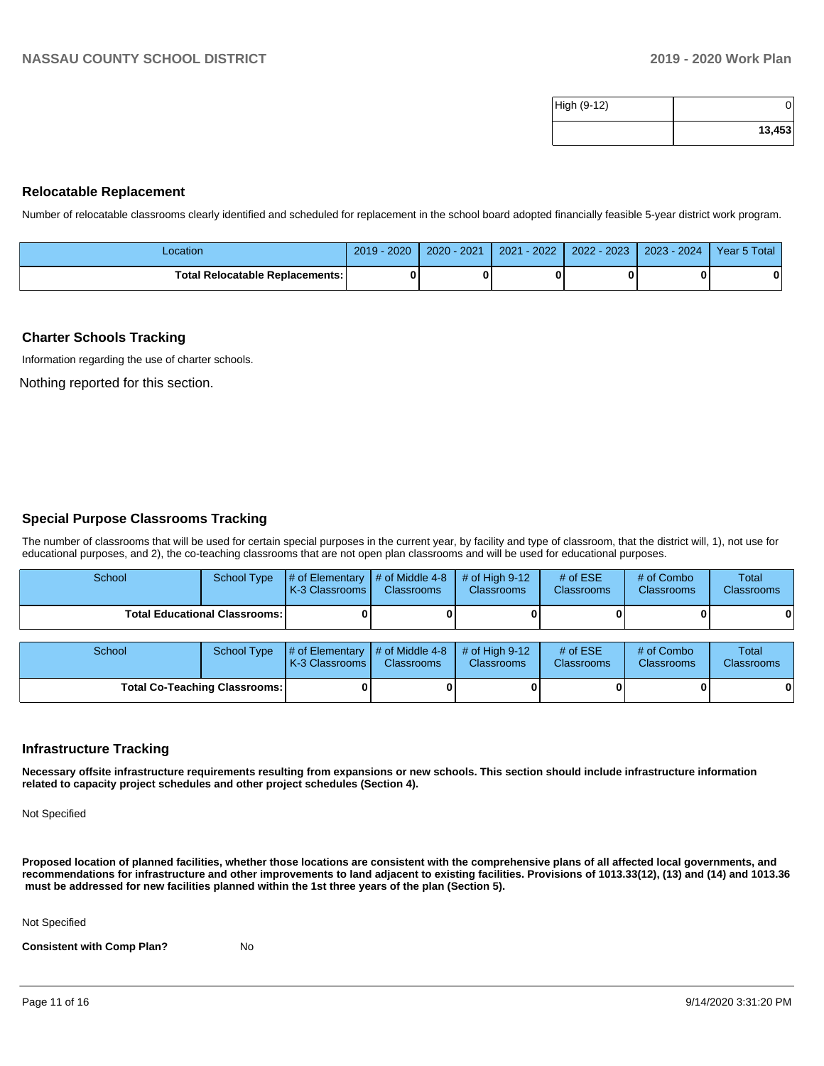| High (9-12) | 0 |
| --- | --- |
| | **13,453** |

## Relocatable Replacement

Number of relocatable classrooms clearly identified and scheduled for replacement in the school board adopted financially feasible 5-year district work program.

| Location | 2019 - 2020 | 2020 - 2021 | 2021 - 2022 | 2022 - 2023 | 2023 - 2024 | Year 5 Total |
| --- | --- | --- | --- | --- | --- | --- |
| **Total Relocatable Replacements:** | **0** | **0** | **0** | **0** | **0** | **0** |

## Charter Schools Tracking

Information regarding the use of charter schools.

Nothing reported for this section.

## Special Purpose Classrooms Tracking

The number of classrooms that will be used for certain special purposes in the current year, by facility and type of classroom, that the district will, 1), not use for educational purposes, and 2), the co-teaching classrooms that are not open plan classrooms and will be used for educational purposes.

| School | School Type | # of Elementary K-3 Classrooms | # of Middle 4-8 Classrooms | # of High 9-12 Classrooms | # of ESE Classrooms | # of Combo Classrooms | Total Classrooms |
| --- | --- | --- | --- | --- | --- | --- | --- |
| **Total Educational Classrooms:** | | **0** | **0** | **0** | **0** | **0** | **0** |

| School | School Type | # of Elementary K-3 Classrooms | # of Middle 4-8 Classrooms | # of High 9-12 Classrooms | # of ESE Classrooms | # of Combo Classrooms | Total Classrooms |
| --- | --- | --- | --- | --- | --- | --- | --- |
| **Total Co-Teaching Classrooms:** | | **0** | **0** | **0** | **0** | **0** | **0** |

## Infrastructure Tracking

**Necessary offsite infrastructure requirements resulting from expansions or new schools. This section should include infrastructure information related to capacity project schedules and other project schedules (Section 4).**

Not Specified

**Proposed location of planned facilities, whether those locations are consistent with the comprehensive plans of all affected local governments, and recommendations for infrastructure and other improvements to land adjacent to existing facilities. Provisions of 1013.33(12), (13) and (14) and 1013.36 must be addressed for new facilities planned within the 1st three years of the plan (Section 5).**

Not Specified

**Consistent with Comp Plan?** No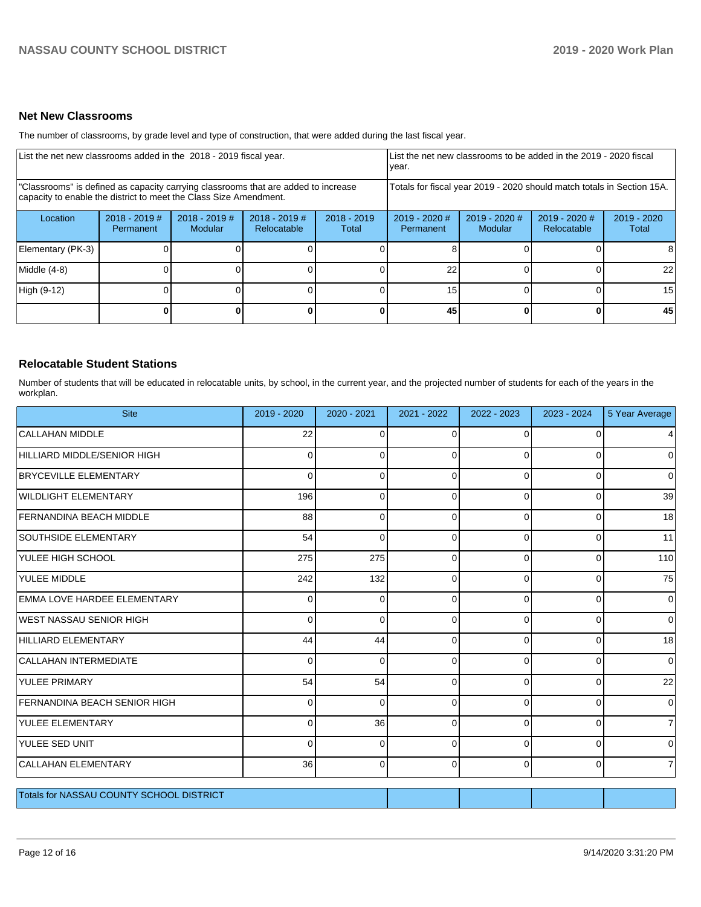## Net New Classrooms

The number of classrooms, by grade level and type of construction, that were added during the last fiscal year.

| List the net new classrooms added in the 2018 - 2019 fiscal year. | | | | | List the net new classrooms to be added in the 2019 - 2020 fiscal year. | | | |
|---|---|---|---|---|---|---|---|---|
| "Classrooms" is defined as capacity carrying classrooms that are added to increase capacity to enable the district to meet the Class Size Amendment. | | | | | Totals for fiscal year 2019 - 2020 should match totals in Section 15A. | | | |
| Location | 2018 - 2019 # Permanent | 2018 - 2019 # Modular | 2018 - 2019 # Relocatable | 2018 - 2019 Total | 2019 - 2020 # Permanent | 2019 - 2020 # Modular | 2019 - 2020 # Relocatable | 2019 - 2020 Total |
| Elementary (PK-3) | 0 | 0 | 0 | 0 | 8 | 0 | 0 | 8 |
| Middle (4-8) | 0 | 0 | 0 | 0 | 22 | 0 | 0 | 22 |
| High (9-12) | 0 | 0 | 0 | 0 | 15 | 0 | 0 | 15 |
| | **0** | **0** | **0** | **0** | **45** | **0** | **0** | **45** |

## Relocatable Student Stations

Number of students that will be educated in relocatable units, by school, in the current year, and the projected number of students for each of the years in the workplan.

| Site | 2019 - 2020 | 2020 - 2021 | 2021 - 2022 | 2022 - 2023 | 2023 - 2024 | 5 Year Average |
|---|---|---|---|---|---|---|
| CALLAHAN MIDDLE | 22 | 0 | 0 | 0 | 0 | 4 |
| HILLIARD MIDDLE/SENIOR HIGH | 0 | 0 | 0 | 0 | 0 | 0 |
| BRYCEVILLE ELEMENTARY | 0 | 0 | 0 | 0 | 0 | 0 |
| WILDLIGHT ELEMENTARY | 196 | 0 | 0 | 0 | 0 | 39 |
| FERNANDINA BEACH MIDDLE | 88 | 0 | 0 | 0 | 0 | 18 |
| SOUTHSIDE ELEMENTARY | 54 | 0 | 0 | 0 | 0 | 11 |
| YULEE HIGH SCHOOL | 275 | 275 | 0 | 0 | 0 | 110 |
| YULEE MIDDLE | 242 | 132 | 0 | 0 | 0 | 75 |
| EMMA LOVE HARDEE ELEMENTARY | 0 | 0 | 0 | 0 | 0 | 0 |
| WEST NASSAU SENIOR HIGH | 0 | 0 | 0 | 0 | 0 | 0 |
| HILLIARD ELEMENTARY | 44 | 44 | 0 | 0 | 0 | 18 |
| CALLAHAN INTERMEDIATE | 0 | 0 | 0 | 0 | 0 | 0 |
| YULEE PRIMARY | 54 | 54 | 0 | 0 | 0 | 22 |
| FERNANDINA BEACH SENIOR HIGH | 0 | 0 | 0 | 0 | 0 | 0 |
| YULEE ELEMENTARY | 0 | 36 | 0 | 0 | 0 | 7 |
| YULEE SED UNIT | 0 | 0 | 0 | 0 | 0 | 0 |
| CALLAHAN ELEMENTARY | 36 | 0 | 0 | 0 | 0 | 7 |
| Totals for NASSAU COUNTY SCHOOL DISTRICT | | | | | | |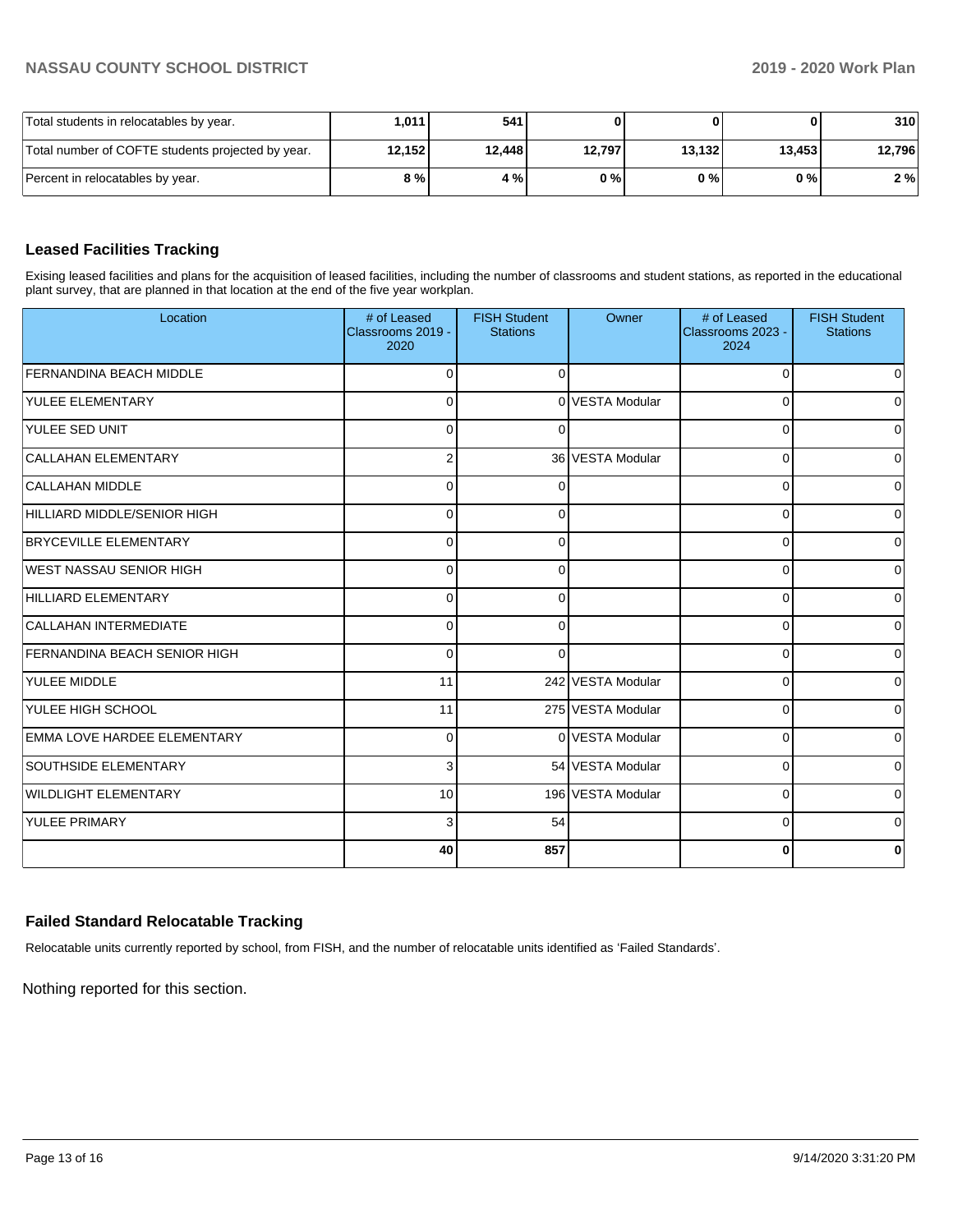| | | | | | | |
|---|---|---|---|---|---|---|
| Total students in relocatables by year. | 1,011 | 541 | 0 | 0 | 0 | 310 |
| Total number of COFTE students projected by year. | 12,152 | 12,448 | 12,797 | 13,132 | 13,453 | 12,796 |
| Percent in relocatables by year. | 8 % | 4 % | 0 % | 0 % | 0 % | 2 % |

## Leased Facilities Tracking

Exising leased facilities and plans for the acquisition of leased facilities, including the number of classrooms and student stations, as reported in the educational plant survey, that are planned in that location at the end of the five year workplan.

| Location | # of Leased Classrooms 2019 - 2020 | FISH Student Stations | Owner | # of Leased Classrooms 2023 - 2024 | FISH Student Stations |
|---|---|---|---|---|---|
| FERNANDINA BEACH MIDDLE | 0 | 0 | | 0 | 0 |
| YULEE ELEMENTARY | 0 | 0 | VESTA Modular | 0 | 0 |
| YULEE SED UNIT | 0 | 0 | | 0 | 0 |
| CALLAHAN ELEMENTARY | 2 | 36 | VESTA Modular | 0 | 0 |
| CALLAHAN MIDDLE | 0 | 0 | | 0 | 0 |
| HILLIARD MIDDLE/SENIOR HIGH | 0 | 0 | | 0 | 0 |
| BRYCEVILLE ELEMENTARY | 0 | 0 | | 0 | 0 |
| WEST NASSAU SENIOR HIGH | 0 | 0 | | 0 | 0 |
| HILLIARD ELEMENTARY | 0 | 0 | | 0 | 0 |
| CALLAHAN INTERMEDIATE | 0 | 0 | | 0 | 0 |
| FERNANDINA BEACH SENIOR HIGH | 0 | 0 | | 0 | 0 |
| YULEE MIDDLE | 11 | 242 | VESTA Modular | 0 | 0 |
| YULEE HIGH SCHOOL | 11 | 275 | VESTA Modular | 0 | 0 |
| EMMA LOVE HARDEE ELEMENTARY | 0 | 0 | VESTA Modular | 0 | 0 |
| SOUTHSIDE ELEMENTARY | 3 | 54 | VESTA Modular | 0 | 0 |
| WILDLIGHT ELEMENTARY | 10 | 196 | VESTA Modular | 0 | 0 |
| YULEE PRIMARY | 3 | 54 | | 0 | 0 |
| | **40** | **857** | | **0** | **0** |

## Failed Standard Relocatable Tracking

Relocatable units currently reported by school, from FISH, and the number of relocatable units identified as 'Failed Standards'.

Nothing reported for this section.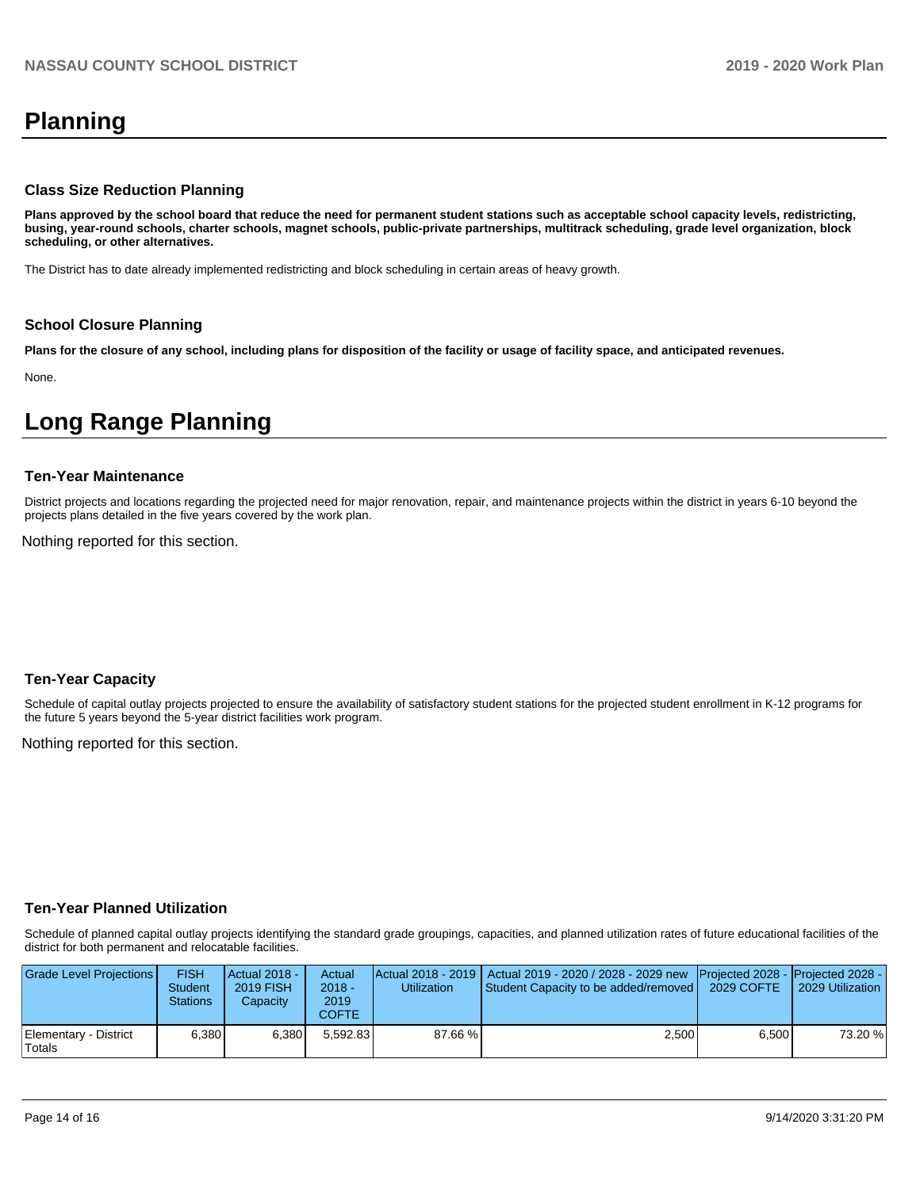# Planning

### Class Size Reduction Planning

**Plans approved by the school board that reduce the need for permanent student stations such as acceptable school capacity levels, redistricting, busing, year-round schools, charter schools, magnet schools, public-private partnerships, multitrack scheduling, grade level organization, block scheduling, or other alternatives.**

The District has to date already implemented redistricting and block scheduling in certain areas of heavy growth.

### School Closure Planning

**Plans for the closure of any school, including plans for disposition of the facility or usage of facility space, and anticipated revenues.**

None.

# Long Range Planning

### Ten-Year Maintenance

District projects and locations regarding the projected need for major renovation, repair, and maintenance projects within the district in years 6-10 beyond the projects plans detailed in the five years covered by the work plan.

Nothing reported for this section.

### Ten-Year Capacity

Schedule of capital outlay projects projected to ensure the availability of satisfactory student stations for the projected student enrollment in K-12 programs for the future 5 years beyond the 5-year district facilities work program.

Nothing reported for this section.

### Ten-Year Planned Utilization

Schedule of planned capital outlay projects identifying the standard grade groupings, capacities, and planned utilization rates of future educational facilities of the district for both permanent and relocatable facilities.

| Grade Level Projections | FISH Student Stations | Actual 2018 - 2019 FISH Capacity | Actual 2018 - 2019 COFTE | Actual 2018 - 2019 Utilization | Actual 2019 - 2020 / 2028 - 2029 new Student Capacity to be added/removed | Projected 2028 - 2029 COFTE | Projected 2028 - 2029 Utilization |
|---|---|---|---|---|---|---|---|
| Elementary - District Totals | 6,380 | 6,380 | 5,592.83 | 87.66 % | 2,500 | 6,500 | 73.20 % |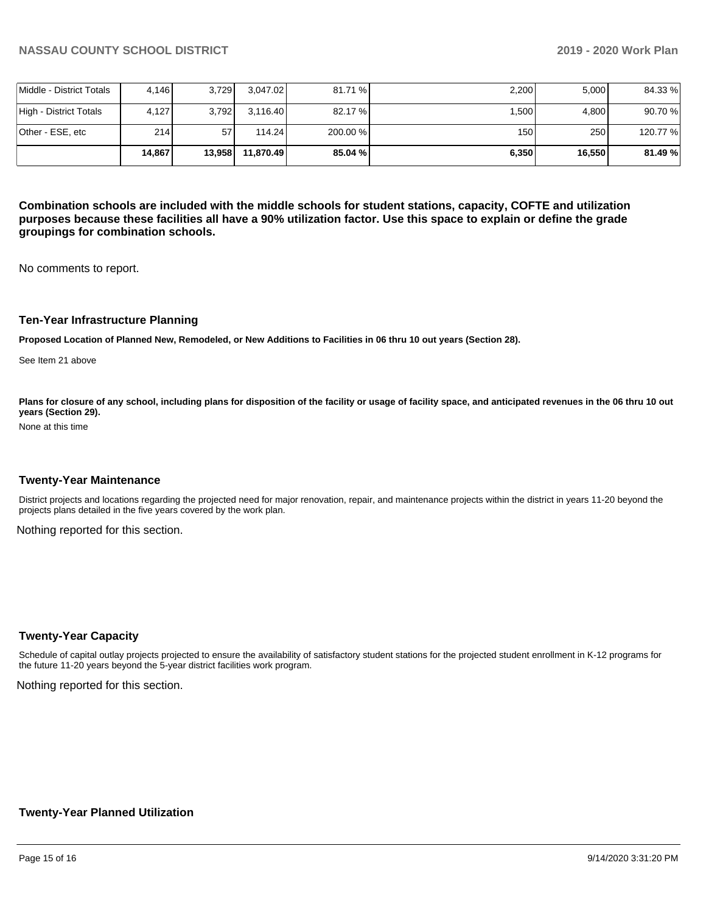| | | | | | | | |
|---|---|---|---|---|---|---|---|
| Middle - District Totals | 4,146 | 3,729 | 3,047.02 | 81.71 % | 2,200 | 5,000 | 84.33 % |
| High - District Totals | 4,127 | 3,792 | 3,116.40 | 82.17 % | 1,500 | 4,800 | 90.70 % |
| Other - ESE, etc | 214 | 57 | 114.24 | 200.00 % | 150 | 250 | 120.77 % |
| | **14,867** | **13,958** | **11,870.49** | **85.04 %** | **6,350** | **16,550** | **81.49 %** |

**Combination schools are included with the middle schools for student stations, capacity, COFTE and utilization purposes because these facilities all have a 90% utilization factor. Use this space to explain or define the grade groupings for combination schools.**

No comments to report.

### Ten-Year Infrastructure Planning

**Proposed Location of Planned New, Remodeled, or New Additions to Facilities in 06 thru 10 out years (Section 28).**

See Item 21 above

**Plans for closure of any school, including plans for disposition of the facility or usage of facility space, and anticipated revenues in the 06 thru 10 out years (Section 29).**

None at this time

### Twenty-Year Maintenance

District projects and locations regarding the projected need for major renovation, repair, and maintenance projects within the district in years 11-20 beyond the projects plans detailed in the five years covered by the work plan.

Nothing reported for this section.

### Twenty-Year Capacity

Schedule of capital outlay projects projected to ensure the availability of satisfactory student stations for the projected student enrollment in K-12 programs for the future 11-20 years beyond the 5-year district facilities work program.

Nothing reported for this section.

### Twenty-Year Planned Utilization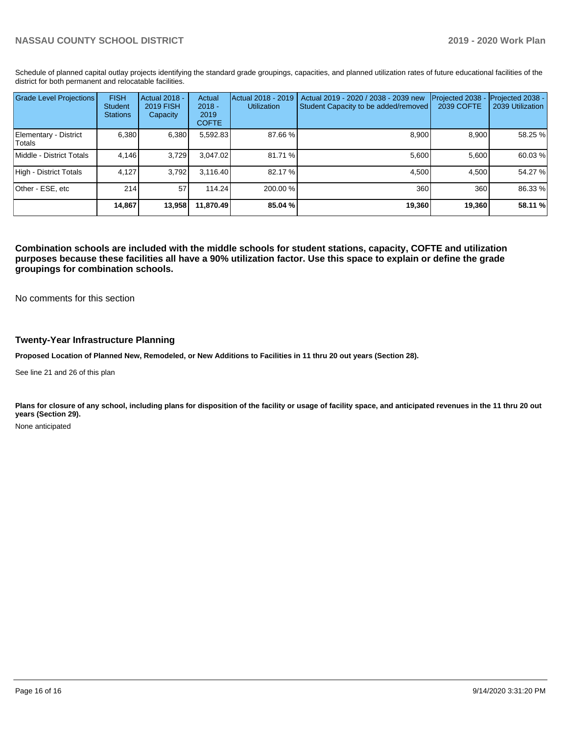Schedule of planned capital outlay projects identifying the standard grade groupings, capacities, and planned utilization rates of future educational facilities of the district for both permanent and relocatable facilities.

| Grade Level Projections | FISH Student Stations | Actual 2018 - 2019 FISH Capacity | Actual 2018 - 2019 COFTE | Actual 2018 - 2019 Utilization | Actual 2019 - 2020 / 2038 - 2039 new Student Capacity to be added/removed | Projected 2038 - 2039 COFTE | Projected 2038 - 2039 Utilization |
|---|---|---|---|---|---|---|---|
| Elementary - District Totals | 6,380 | 6,380 | 5,592.83 | 87.66 % | 8,900 | 8,900 | 58.25 % |
| Middle - District Totals | 4,146 | 3,729 | 3,047.02 | 81.71 % | 5,600 | 5,600 | 60.03 % |
| High - District Totals | 4,127 | 3,792 | 3,116.40 | 82.17 % | 4,500 | 4,500 | 54.27 % |
| Other - ESE, etc | 214 | 57 | 114.24 | 200.00 % | 360 | 360 | 86.33 % |
| | **14,867** | **13,958** | **11,870.49** | **85.04 %** | **19,360** | **19,360** | **58.11 %** |

**Combination schools are included with the middle schools for student stations, capacity, COFTE and utilization purposes because these facilities all have a 90% utilization factor. Use this space to explain or define the grade groupings for combination schools.**

No comments for this section

## Twenty-Year Infrastructure Planning

**Proposed Location of Planned New, Remodeled, or New Additions to Facilities in 11 thru 20 out years (Section 28).**

See line 21 and 26 of this plan

**Plans for closure of any school, including plans for disposition of the facility or usage of facility space, and anticipated revenues in the 11 thru 20 out years (Section 29).**

None anticipated